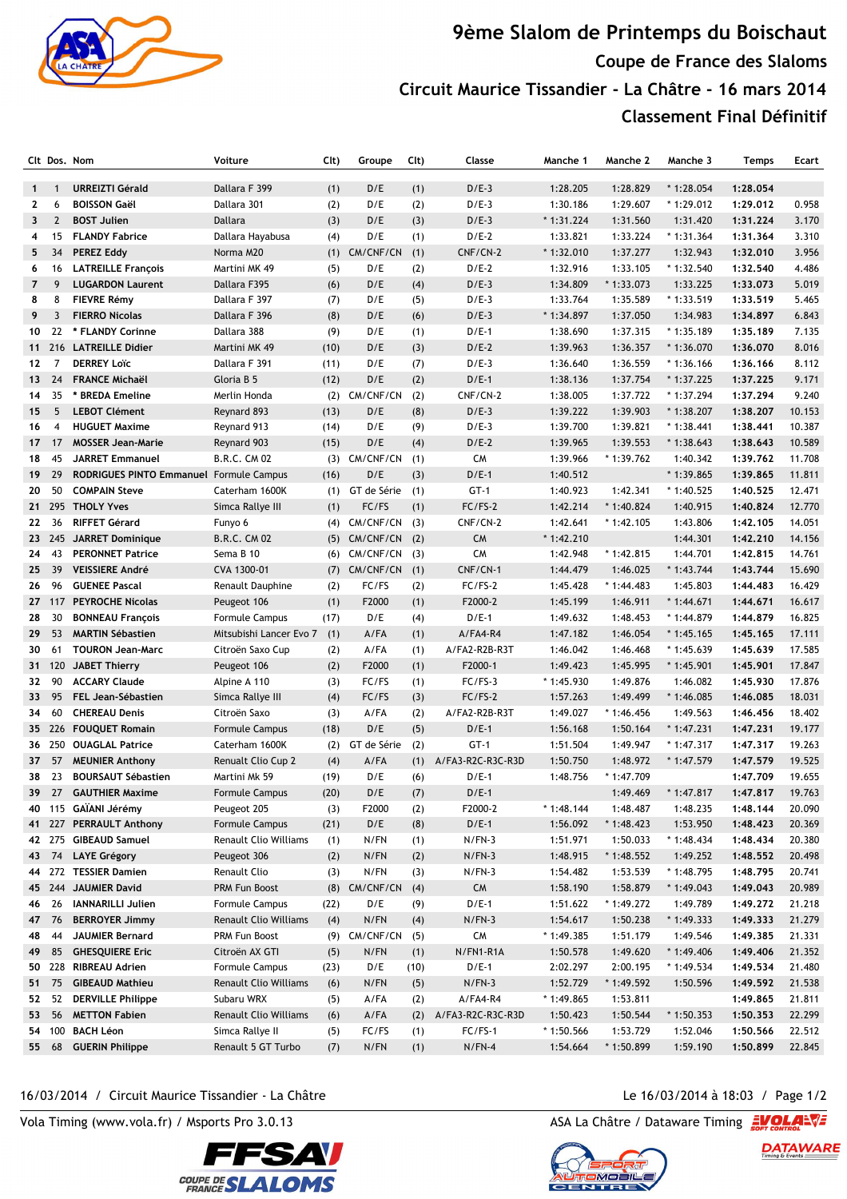# 9ème Slalom de Printemps du Boischaut

## Coupe de France des Slaloms

## Circuit Maurice Tissandier - La Châtre - 16 mars 2014

## Classement Final Définitif

| Clt | Dos. | Nom | Voiture | Clt) | Groupe | Clt) | Classe | Manche 1 | Manche 2 | Manche 3 | Temps | Ecart |
|---|---|---|---|---|---|---|---|---|---|---|---|---|
| 1 | 1 | URREIZTI Gérald | Dallara F 399 | (1) | D/E | (1) | D/E-3 | 1:28.205 | 1:28.829 | * 1:28.054 | 1:28.054 | |
| 2 | 6 | BOISSON Gaël | Dallara 301 | (2) | D/E | (2) | D/E-3 | 1:30.186 | 1:29.607 | * 1:29.012 | 1:29.012 | 0.958 |
| 3 | 2 | BOST Julien | Dallara | (3) | D/E | (3) | D/E-3 | * 1:31.224 | 1:31.560 | 1:31.420 | 1:31.224 | 3.170 |
| 4 | 15 | FLANDY Fabrice | Dallara Hayabusa | (4) | D/E | (1) | D/E-2 | 1:33.821 | 1:33.224 | * 1:31.364 | 1:31.364 | 3.310 |
| 5 | 34 | PEREZ Eddy | Norma M20 | (1) | CM/CNF/CN | (1) | CNF/CN-2 | * 1:32.010 | 1:37.277 | 1:32.943 | 1:32.010 | 3.956 |
| 6 | 16 | LATREILLE François | Martini MK 49 | (5) | D/E | (2) | D/E-2 | 1:32.916 | 1:33.105 | * 1:32.540 | 1:32.540 | 4.486 |
| 7 | 9 | LUGARDON Laurent | Dallara F395 | (6) | D/E | (4) | D/E-3 | 1:34.809 | * 1:33.073 | 1:33.225 | 1:33.073 | 5.019 |
| 8 | 8 | FIEVRE Rémy | Dallara F 397 | (7) | D/E | (5) | D/E-3 | 1:33.764 | 1:35.589 | * 1:33.519 | 1:33.519 | 5.465 |
| 9 | 3 | FIERRO Nicolas | Dallara F 396 | (8) | D/E | (6) | D/E-3 | * 1:34.897 | 1:37.050 | 1:34.983 | 1:34.897 | 6.843 |
| 10 | 22 | * FLANDY Corinne | Dallara 388 | (9) | D/E | (1) | D/E-1 | 1:38.690 | 1:37.315 | * 1:35.189 | 1:35.189 | 7.135 |
| 11 | 216 | LATREILLE Didier | Martini MK 49 | (10) | D/E | (3) | D/E-2 | 1:39.963 | 1:36.357 | * 1:36.070 | 1:36.070 | 8.016 |
| 12 | 7 | DERREY Loïc | Dallara F 391 | (11) | D/E | (7) | D/E-3 | 1:36.640 | 1:36.559 | * 1:36.166 | 1:36.166 | 8.112 |
| 13 | 24 | FRANCE Michaël | Gloria B 5 | (12) | D/E | (2) | D/E-1 | 1:38.136 | 1:37.754 | * 1:37.225 | 1:37.225 | 9.171 |
| 14 | 35 | * BREDA Emeline | Merlin Honda | (2) | CM/CNF/CN | (2) | CNF/CN-2 | 1:38.005 | 1:37.722 | * 1:37.294 | 1:37.294 | 9.240 |
| 15 | 5 | LEBOT Clément | Reynard 893 | (13) | D/E | (8) | D/E-3 | 1:39.222 | 1:39.903 | * 1:38.207 | 1:38.207 | 10.153 |
| 16 | 4 | HUGUET Maxime | Reynard 913 | (14) | D/E | (9) | D/E-3 | 1:39.700 | 1:39.821 | * 1:38.441 | 1:38.441 | 10.387 |
| 17 | 17 | MOSSER Jean-Marie | Reynard 903 | (15) | D/E | (4) | D/E-2 | 1:39.965 | 1:39.553 | * 1:38.643 | 1:38.643 | 10.589 |
| 18 | 45 | JARRET Emmanuel | B.R.C. CM 02 | (3) | CM/CNF/CN | (1) | CM | 1:39.966 | * 1:39.762 | 1:40.342 | 1:39.762 | 11.708 |
| 19 | 29 | RODRIGUES PINTO Emmanuel | Formule Campus | (16) | D/E | (3) | D/E-1 | 1:40.512 | | * 1:39.865 | 1:39.865 | 11.811 |
| 20 | 50 | COMPAIN Steve | Caterham 1600K | (1) | GT de Série | (1) | GT-1 | 1:40.923 | 1:42.341 | * 1:40.525 | 1:40.525 | 12.471 |
| 21 | 295 | THOLY Yves | Simca Rallye III | (1) | FC/FS | (1) | FC/FS-2 | 1:42.214 | * 1:40.824 | 1:40.915 | 1:40.824 | 12.770 |
| 22 | 36 | RIFFET Gérard | Funyo 6 | (4) | CM/CNF/CN | (3) | CNF/CN-2 | 1:42.641 | * 1:42.105 | 1:43.806 | 1:42.105 | 14.051 |
| 23 | 245 | JARRET Dominique | B.R.C. CM 02 | (5) | CM/CNF/CN | (2) | CM | * 1:42.210 | | 1:44.301 | 1:42.210 | 14.156 |
| 24 | 43 | PERONNET Patrice | Sema B 10 | (6) | CM/CNF/CN | (3) | CM | 1:42.948 | * 1:42.815 | 1:44.701 | 1:42.815 | 14.761 |
| 25 | 39 | VEISSIERE André | CVA 1300-01 | (7) | CM/CNF/CN | (1) | CNF/CN-1 | 1:44.479 | 1:46.025 | * 1:43.744 | 1:43.744 | 15.690 |
| 26 | 96 | GUENEE Pascal | Renault Dauphine | (2) | FC/FS | (2) | FC/FS-2 | 1:45.428 | * 1:44.483 | 1:45.803 | 1:44.483 | 16.429 |
| 27 | 117 | PEYROCHE Nicolas | Peugeot 106 | (1) | F2000 | (1) | F2000-2 | 1:45.199 | 1:46.911 | * 1:44.671 | 1:44.671 | 16.617 |
| 28 | 30 | BONNEAU François | Formule Campus | (17) | D/E | (4) | D/E-1 | 1:49.632 | 1:48.453 | * 1:44.879 | 1:44.879 | 16.825 |
| 29 | 53 | MARTIN Sébastien | Mitsubishi Lancer Evo 7 | (1) | A/FA | (1) | A/FA4-R4 | 1:47.182 | 1:46.054 | * 1:45.165 | 1:45.165 | 17.111 |
| 30 | 61 | TOURON Jean-Marc | Citroën Saxo Cup | (2) | A/FA | (1) | A/FA2-R2B-R3T | 1:46.042 | 1:46.468 | * 1:45.639 | 1:45.639 | 17.585 |
| 31 | 120 | JABET Thierry | Peugeot 106 | (2) | F2000 | (1) | F2000-1 | 1:49.423 | 1:45.995 | * 1:45.901 | 1:45.901 | 17.847 |
| 32 | 90 | ACCARY Claude | Alpine A 110 | (3) | FC/FS | (1) | FC/FS-3 | * 1:45.930 | 1:49.876 | 1:46.082 | 1:45.930 | 17.876 |
| 33 | 95 | FEL Jean-Sébastien | Simca Rallye III | (4) | FC/FS | (3) | FC/FS-2 | 1:57.263 | 1:49.499 | * 1:46.085 | 1:46.085 | 18.031 |
| 34 | 60 | CHEREAU Denis | Citroën Saxo | (3) | A/FA | (2) | A/FA2-R2B-R3T | 1:49.027 | * 1:46.456 | 1:49.563 | 1:46.456 | 18.402 |
| 35 | 226 | FOUQUET Romain | Formule Campus | (18) | D/E | (5) | D/E-1 | 1:56.168 | 1:50.164 | * 1:47.231 | 1:47.231 | 19.177 |
| 36 | 250 | OUAGLAL Patrice | Caterham 1600K | (2) | GT de Série | (2) | GT-1 | 1:51.504 | 1:49.947 | * 1:47.317 | 1:47.317 | 19.263 |
| 37 | 57 | MEUNIER Anthony | Renualt Clio Cup 2 | (4) | A/FA | (1) | A/FA3-R2C-R3C-R3D | 1:50.750 | 1:48.972 | * 1:47.579 | 1:47.579 | 19.525 |
| 38 | 23 | BOURSAUT Sébastien | Martini Mk 59 | (19) | D/E | (6) | D/E-1 | 1:48.756 | * 1:47.709 | | 1:47.709 | 19.655 |
| 39 | 27 | GAUTHIER Maxime | Formule Campus | (20) | D/E | (7) | D/E-1 | | 1:49.469 | * 1:47.817 | 1:47.817 | 19.763 |
| 40 | 115 | GAÏANI Jérémy | Peugeot 205 | (3) | F2000 | (2) | F2000-2 | * 1:48.144 | 1:48.487 | 1:48.235 | 1:48.144 | 20.090 |
| 41 | 227 | PERRAULT Anthony | Formule Campus | (21) | D/E | (8) | D/E-1 | 1:56.092 | * 1:48.423 | 1:53.950 | 1:48.423 | 20.369 |
| 42 | 275 | GIBEAUD Samuel | Renault Clio Williams | (1) | N/FN | (1) | N/FN-3 | 1:51.971 | 1:50.033 | * 1:48.434 | 1:48.434 | 20.380 |
| 43 | 74 | LAYE Grégory | Peugeot 306 | (2) | N/FN | (2) | N/FN-3 | 1:48.915 | * 1:48.552 | 1:49.252 | 1:48.552 | 20.498 |
| 44 | 272 | TESSIER Damien | Renault Clio | (3) | N/FN | (3) | N/FN-3 | 1:54.482 | 1:53.539 | * 1:48.795 | 1:48.795 | 20.741 |
| 45 | 244 | JAUMIER David | PRM Fun Boost | (8) | CM/CNF/CN | (4) | CM | 1:58.190 | 1:58.879 | * 1:49.043 | 1:49.043 | 20.989 |
| 46 | 26 | IANNARILLI Julien | Formule Campus | (22) | D/E | (9) | D/E-1 | 1:51.622 | * 1:49.272 | 1:49.789 | 1:49.272 | 21.218 |
| 47 | 76 | BERROYER Jimmy | Renault Clio Williams | (4) | N/FN | (4) | N/FN-3 | 1:54.617 | 1:50.238 | * 1:49.333 | 1:49.333 | 21.279 |
| 48 | 44 | JAUMIER Bernard | PRM Fun Boost | (9) | CM/CNF/CN | (5) | CM | * 1:49.385 | 1:51.179 | 1:49.546 | 1:49.385 | 21.331 |
| 49 | 85 | GHESQUIERE Eric | Citroën AX GTI | (5) | N/FN | (1) | N/FN1-R1A | 1:50.578 | 1:49.620 | * 1:49.406 | 1:49.406 | 21.352 |
| 50 | 228 | RIBREAU Adrien | Formule Campus | (23) | D/E | (10) | D/E-1 | 2:02.297 | 2:00.195 | * 1:49.534 | 1:49.534 | 21.480 |
| 51 | 75 | GIBEAUD Mathieu | Renault Clio Williams | (6) | N/FN | (5) | N/FN-3 | 1:52.729 | * 1:49.592 | 1:50.596 | 1:49.592 | 21.538 |
| 52 | 52 | DERVILLE Philippe | Subaru WRX | (5) | A/FA | (2) | A/FA4-R4 | * 1:49.865 | 1:53.811 | | 1:49.865 | 21.811 |
| 53 | 56 | METTON Fabien | Renault Clio Williams | (6) | A/FA | (2) | A/FA3-R2C-R3C-R3D | 1:50.423 | 1:50.544 | * 1:50.353 | 1:50.353 | 22.299 |
| 54 | 100 | BACH Léon | Simca Rallye II | (5) | FC/FS | (1) | FC/FS-1 | * 1:50.566 | 1:53.729 | 1:52.046 | 1:50.566 | 22.512 |
| 55 | 68 | GUERIN Philippe | Renault 5 GT Turbo | (7) | N/FN | (1) | N/FN-4 | 1:54.664 | * 1:50.899 | 1:59.190 | 1:50.899 | 22.845 |

16/03/2014 / Circuit Maurice Tissandier - La Châtre

Le 16/03/2014 à 18:03

Vola Timing (www.vola.fr) / Msports Pro 3.0.13

ASA La Châtre / Dataware Timing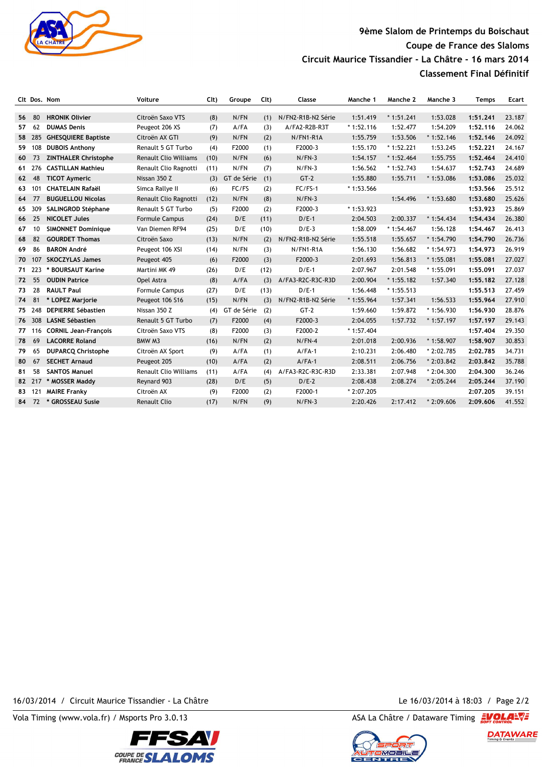# 9ème Slalom de Printemps du Boischaut

## Coupe de France des Slaloms

## Circuit Maurice Tissandier - La Châtre - 16 mars 2014

## Classement Final Définitif

| Clt | Dos. | Nom | Voiture | Clt) | Groupe | Clt) | Classe | Manche 1 | Manche 2 | Manche 3 | Temps | Ecart |
|---|---|---|---|---|---|---|---|---|---|---|---|---|
| 56 | 80 | **HRONIK Olivier** | Citroën Saxo VTS | (8) | N/FN | (1) | N/FN2-R1B-N2 Série | 1:51.419 | * 1:51.241 | 1:53.028 | **1:51.241** | 23.187 |
| 57 | 62 | **DUMAS Denis** | Peugeot 206 XS | (7) | A/FA | (3) | A/FA2-R2B-R3T | * 1:52.116 | 1:52.477 | 1:54.209 | **1:52.116** | 24.062 |
| 58 | 285 | **GHESQUIERE Baptiste** | Citroën AX GTI | (9) | N/FN | (2) | N/FN1-R1A | 1:55.759 | 1:53.506 | * 1:52.146 | **1:52.146** | 24.092 |
| 59 | 108 | **DUBOIS Anthony** | Renault 5 GT Turbo | (4) | F2000 | (1) | F2000-3 | 1:55.170 | * 1:52.221 | 1:53.245 | **1:52.221** | 24.167 |
| 60 | 73 | **ZINTHALER Christophe** | Renault Clio Williams | (10) | N/FN | (6) | N/FN-3 | 1:54.157 | * 1:52.464 | 1:55.755 | **1:52.464** | 24.410 |
| 61 | 276 | **CASTILLAN Mathieu** | Renault Clio Ragnotti | (11) | N/FN | (7) | N/FN-3 | 1:56.562 | * 1:52.743 | 1:54.637 | **1:52.743** | 24.689 |
| 62 | 48 | **TICOT Aymeric** | Nissan 350 Z | (3) | GT de Série | (1) | GT-2 | 1:55.880 | 1:55.711 | * 1:53.086 | **1:53.086** | 25.032 |
| 63 | 101 | **CHATELAIN Rafaël** | Simca Rallye II | (6) | FC/FS | (2) | FC/FS-1 | * 1:53.566 | | | **1:53.566** | 25.512 |
| 64 | 77 | **BUGUELLOU Nicolas** | Renault Clio Ragnotti | (12) | N/FN | (8) | N/FN-3 | | 1:54.496 | * 1:53.680 | **1:53.680** | 25.626 |
| 65 | 309 | **SALINGROD Stéphane** | Renault 5 GT Turbo | (5) | F2000 | (2) | F2000-3 | * 1:53.923 | | | **1:53.923** | 25.869 |
| 66 | 25 | **NICOLET Jules** | Formule Campus | (24) | D/E | (11) | D/E-1 | 2:04.503 | 2:00.337 | * 1:54.434 | **1:54.434** | 26.380 |
| 67 | 10 | **SIMONNET Dominique** | Van Diemen RF94 | (25) | D/E | (10) | D/E-3 | 1:58.009 | * 1:54.467 | 1:56.128 | **1:54.467** | 26.413 |
| 68 | 82 | **GOURDET Thomas** | Citroën Saxo | (13) | N/FN | (2) | N/FN2-R1B-N2 Série | 1:55.518 | 1:55.657 | * 1:54.790 | **1:54.790** | 26.736 |
| 69 | 86 | **BARON André** | Peugeot 106 XSI | (14) | N/FN | (3) | N/FN1-R1A | 1:56.130 | 1:56.682 | * 1:54.973 | **1:54.973** | 26.919 |
| 70 | 107 | **SKOCZYLAS James** | Peugeot 405 | (6) | F2000 | (3) | F2000-3 | 2:01.693 | 1:56.813 | * 1:55.081 | **1:55.081** | 27.027 |
| 71 | 223 | *** BOURSAUT Karine** | Martini MK 49 | (26) | D/E | (12) | D/E-1 | 2:07.967 | 2:01.548 | * 1:55.091 | **1:55.091** | 27.037 |
| 72 | 55 | **OUDIN Patrice** | Opel Astra | (8) | A/FA | (3) | A/FA3-R2C-R3C-R3D | 2:00.904 | * 1:55.182 | 1:57.340 | **1:55.182** | 27.128 |
| 73 | 28 | **RAULT Paul** | Formule Campus | (27) | D/E | (13) | D/E-1 | 1:56.448 | * 1:55.513 | | **1:55.513** | 27.459 |
| 74 | 81 | *** LOPEZ Marjorie** | Peugeot 106 S16 | (15) | N/FN | (3) | N/FN2-R1B-N2 Série | * 1:55.964 | 1:57.341 | 1:56.533 | **1:55.964** | 27.910 |
| 75 | 248 | **DEPIERRE Sébastien** | Nissan 350 Z | (4) | GT de Série | (2) | GT-2 | 1:59.660 | 1:59.872 | * 1:56.930 | **1:56.930** | 28.876 |
| 76 | 308 | **LASNE Sébastien** | Renault 5 GT Turbo | (7) | F2000 | (4) | F2000-3 | 2:04.055 | 1:57.732 | * 1:57.197 | **1:57.197** | 29.143 |
| 77 | 116 | **CORNIL Jean-François** | Citroën Saxo VTS | (8) | F2000 | (3) | F2000-2 | * 1:57.404 | | | **1:57.404** | 29.350 |
| 78 | 69 | **LACORRE Roland** | BMW M3 | (16) | N/FN | (2) | N/FN-4 | 2:01.018 | 2:00.936 | * 1:58.907 | **1:58.907** | 30.853 |
| 79 | 65 | **DUPARCQ Christophe** | Citroën AX Sport | (9) | A/FA | (1) | A/FA-1 | 2:10.231 | 2:06.480 | * 2:02.785 | **2:02.785** | 34.731 |
| 80 | 67 | **SECHET Arnaud** | Peugeot 205 | (10) | A/FA | (2) | A/FA-1 | 2:08.511 | 2:06.756 | * 2:03.842 | **2:03.842** | 35.788 |
| 81 | 58 | **SANTOS Manuel** | Renault Clio Williams | (11) | A/FA | (4) | A/FA3-R2C-R3C-R3D | 2:33.381 | 2:07.948 | * 2:04.300 | **2:04.300** | 36.246 |
| 82 | 217 | *** MOSSER Maddy** | Reynard 903 | (28) | D/E | (5) | D/E-2 | 2:08.438 | 2:08.274 | * 2:05.244 | **2:05.244** | 37.190 |
| 83 | 121 | **MAIRE Franky** | Citroën AX | (9) | F2000 | (2) | F2000-1 | * 2:07.205 | | | **2:07.205** | 39.151 |
| 84 | 72 | *** GROSSEAU Susie** | Renault Clio | (17) | N/FN | (9) | N/FN-3 | 2:20.426 | 2:17.412 | * 2:09.606 | **2:09.606** | 41.552 |

16/03/2014 / Circuit Maurice Tissandier - La Châtre — Le 16/03/2014 à 18:03

Vola Timing (www.vola.fr) / Msports Pro 3.0.13 — ASA La Châtre / Dataware Timing